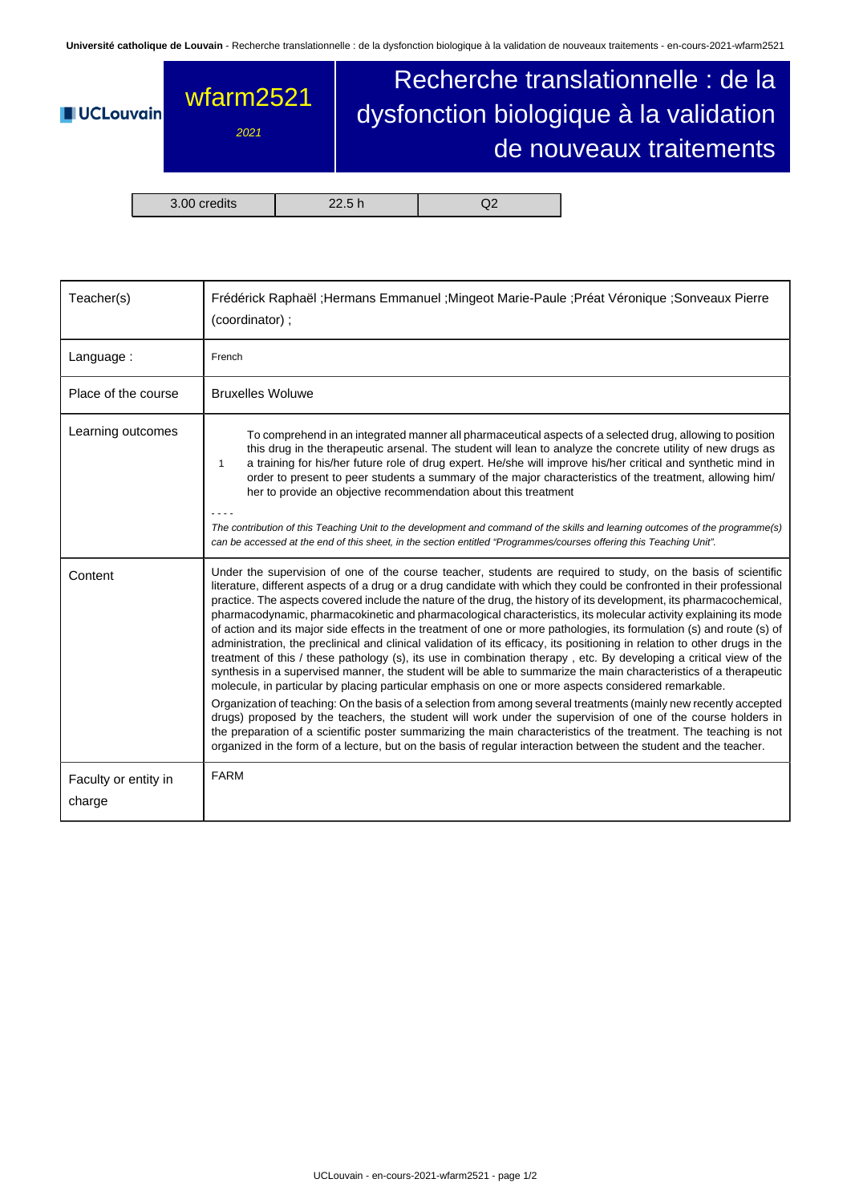# wfarm2521

*2021*

# Recherche translationnelle : de la dysfonction biologique à la validation de nouveaux traitements

| 3.00 credits | 22.5 h | Q2 |
|---|---|---|

| | |
|---|---|
| Teacher(s) | Frédérick Raphaël ;Hermans Emmanuel ;Mingeot Marie-Paule ;Préat Véronique ;Sonveaux Pierre (coordinator) ; |
| Language : | French |
| Place of the course | Bruxelles Woluwe |
| Learning outcomes | 1 To comprehend in an integrated manner all pharmaceutical aspects of a selected drug, allowing to position this drug in the therapeutic arsenal. The student will lean to analyze the concrete utility of new drugs as a training for his/her future role of drug expert. He/she will improve his/her critical and synthetic mind in order to present to peer students a summary of the major characteristics of the treatment, allowing him/her to provide an objective recommendation about this treatment<br>- - - -<br>*The contribution of this Teaching Unit to the development and command of the skills and learning outcomes of the programme(s) can be accessed at the end of this sheet, in the section entitled "Programmes/courses offering this Teaching Unit".* |
| Content | Under the supervision of one of the course teacher, students are required to study, on the basis of scientific literature, different aspects of a drug or a drug candidate with which they could be confronted in their professional practice. The aspects covered include the nature of the drug, the history of its development, its pharmacochemical, pharmacodynamic, pharmacokinetic and pharmacological characteristics, its molecular activity explaining its mode of action and its major side effects in the treatment of one or more pathologies, its formulation (s) and route (s) of administration, the preclinical and clinical validation of its efficacy, its positioning in relation to other drugs in the treatment of this / these pathology (s), its use in combination therapy , etc. By developing a critical view of the synthesis in a supervised manner, the student will be able to summarize the main characteristics of a therapeutic molecule, in particular by placing particular emphasis on one or more aspects considered remarkable.<br>Organization of teaching: On the basis of a selection from among several treatments (mainly new recently accepted drugs) proposed by the teachers, the student will work under the supervision of one of the course holders in the preparation of a scientific poster summarizing the main characteristics of the treatment. The teaching is not organized in the form of a lecture, but on the basis of regular interaction between the student and the teacher. |
| Faculty or entity in charge | FARM |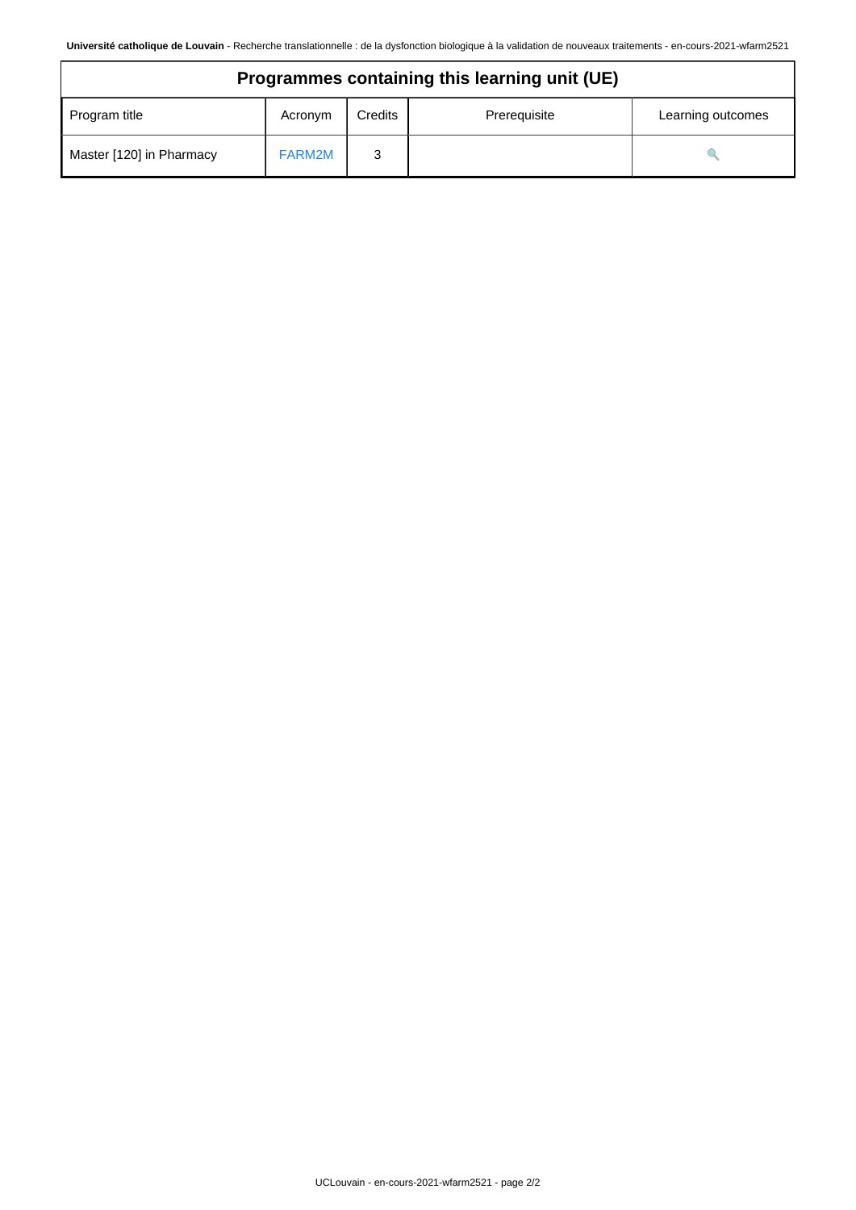| Programmes containing this learning unit (UE) | | | | |
|---|---|---|---|---|
| Program title | Acronym | Credits | Prerequisite | Learning outcomes |
| Master [120] in Pharmacy | FARM2M | 3 | | 🔍 |